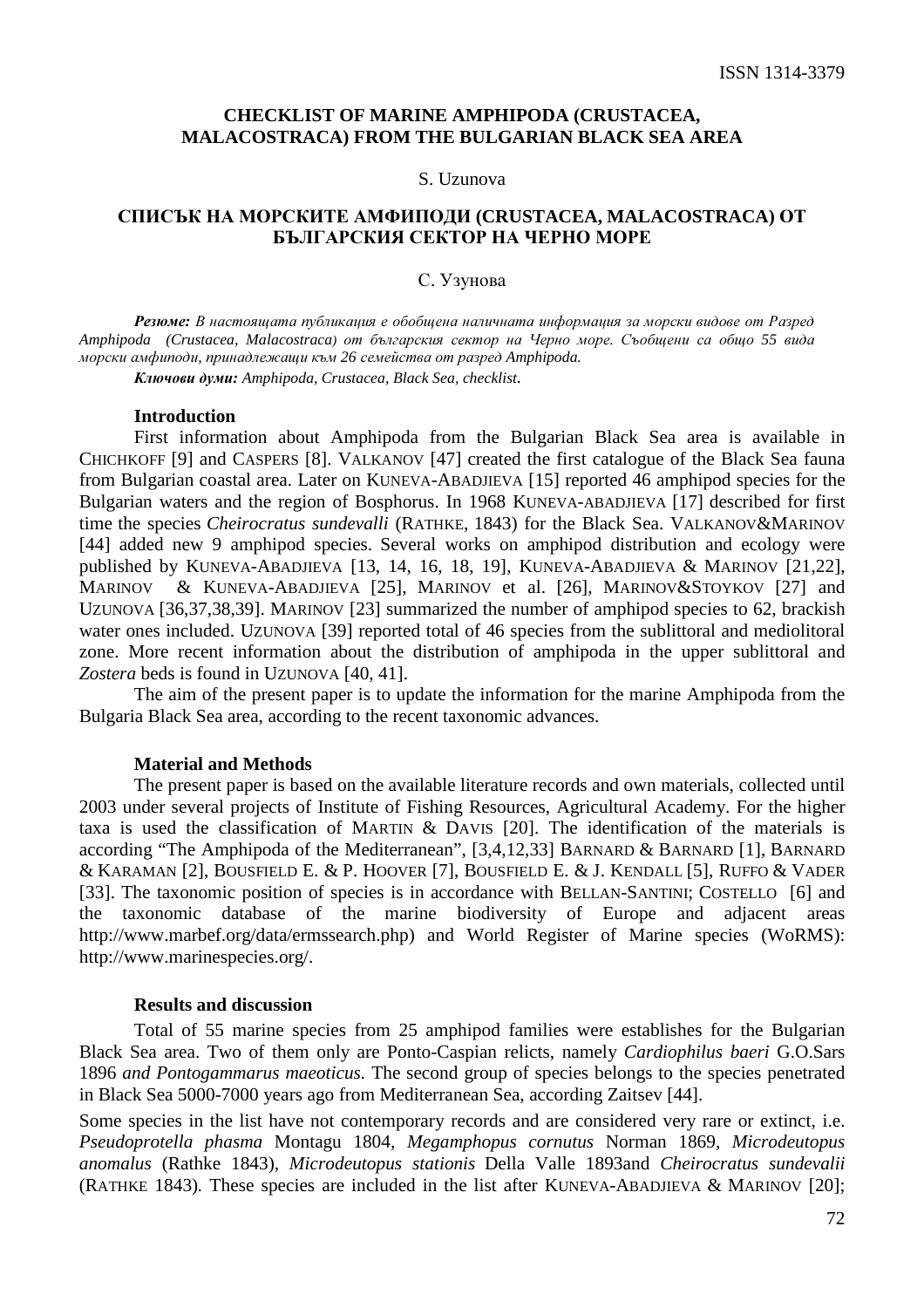ISSN 1314-3379

# CHECKLIST OF MARINE AMPHIPODA (CRUSTACEA, MALACOSTRACA) FROM THE BULGARIAN BLACK SEA AREA

S. Uzunova

# СПИСЪК НА МОРСКИТЕ АМФИПОДИ (CRUSTACEA, MALACOSTRACA) ОТ БЪЛГАРСКИЯ СЕКТОР НА ЧЕРНО МОРЕ

С. Узунова

***Резюме:*** *В настоящата публикация е обобщена наличната информация за морски видове от Разред Amphipoda (Crustacea, Malacostraca) от българския сектор на Черно море. Съобщени са общо 55 вида морски амфиподи, принадлежащи към 26 семейства от разред Amphipoda.*

***Ключови думи:*** *Amphipoda, Crustacea, Black Sea, checklist.*

### Introduction

First information about Amphipoda from the Bulgarian Black Sea area is available in CHICHKOFF [9] and CASPERS [8]. VALKANOV [47] created the first catalogue of the Black Sea fauna from Bulgarian coastal area. Later on KUNEVA-ABADJIEVA [15] reported 46 amphipod species for the Bulgarian waters and the region of Bosphorus. In 1968 KUNEVA-ABADJIEVA [17] described for first time the species *Cheirocratus sundevalli* (RATHKE, 1843) for the Black Sea. VALKANOV&MARINOV [44] added new 9 amphipod species. Several works on amphipod distribution and ecology were published by KUNEVA-ABADJIEVA [13, 14, 16, 18, 19], KUNEVA-ABADJIEVA & MARINOV [21,22], MARINOV & KUNEVA-ABADJIEVA [25], MARINOV et al. [26], MARINOV&STOYKOV [27] and UZUNOVA [36,37,38,39]. MARINOV [23] summarized the number of amphipod species to 62, brackish water ones included. UZUNOVA [39] reported total of 46 species from the sublittoral and mediolitoral zone. More recent information about the distribution of amphipoda in the upper sublittoral and *Zostera* beds is found in UZUNOVA [40, 41].

The aim of the present paper is to update the information for the marine Amphipoda from the Bulgaria Black Sea area, according to the recent taxonomic advances.

### Material and Methods

The present paper is based on the available literature records and own materials, collected until 2003 under several projects of Institute of Fishing Resources, Agricultural Academy. For the higher taxa is used the classification of MARTIN & DAVIS [20]. The identification of the materials is according "The Amphipoda of the Mediterranean", [3,4,12,33] BARNARD & BARNARD [1], BARNARD & KARAMAN [2], BOUSFIELD E. & P. HOOVER [7], BOUSFIELD E. & J. KENDALL [5], RUFFO & VADER [33]. The taxonomic position of species is in accordance with BELLAN-SANTINI; COSTELLO [6] and the taxonomic database of the marine biodiversity of Europe and adjacent areas http://www.marbef.org/data/ermssearch.php) and World Register of Marine species (WoRMS): http://www.marinespecies.org/.

### Results and discussion

Total of 55 marine species from 25 amphipod families were establishes for the Bulgarian Black Sea area. Two of them only are Ponto-Caspian relicts, namely *Cardiophilus baeri* G.O.Sars 1896 *and Pontogammarus maeoticus.* The second group of species belongs to the species penetrated in Black Sea 5000-7000 years ago from Mediterranean Sea, according Zaitsev [44].

Some species in the list have not contemporary records and are considered very rare or extinct, i.e. *Pseudoprotella phasma* Montagu 1804, *Megamphopus cornutus* Norman 1869, *Microdeutopus anomalus* (Rathke 1843), *Microdeutopus stationis* Della Valle 1893and *Cheirocratus sundevalii* (RATHKE 1843). These species are included in the list after KUNEVA-ABADJIEVA & MARINOV [20];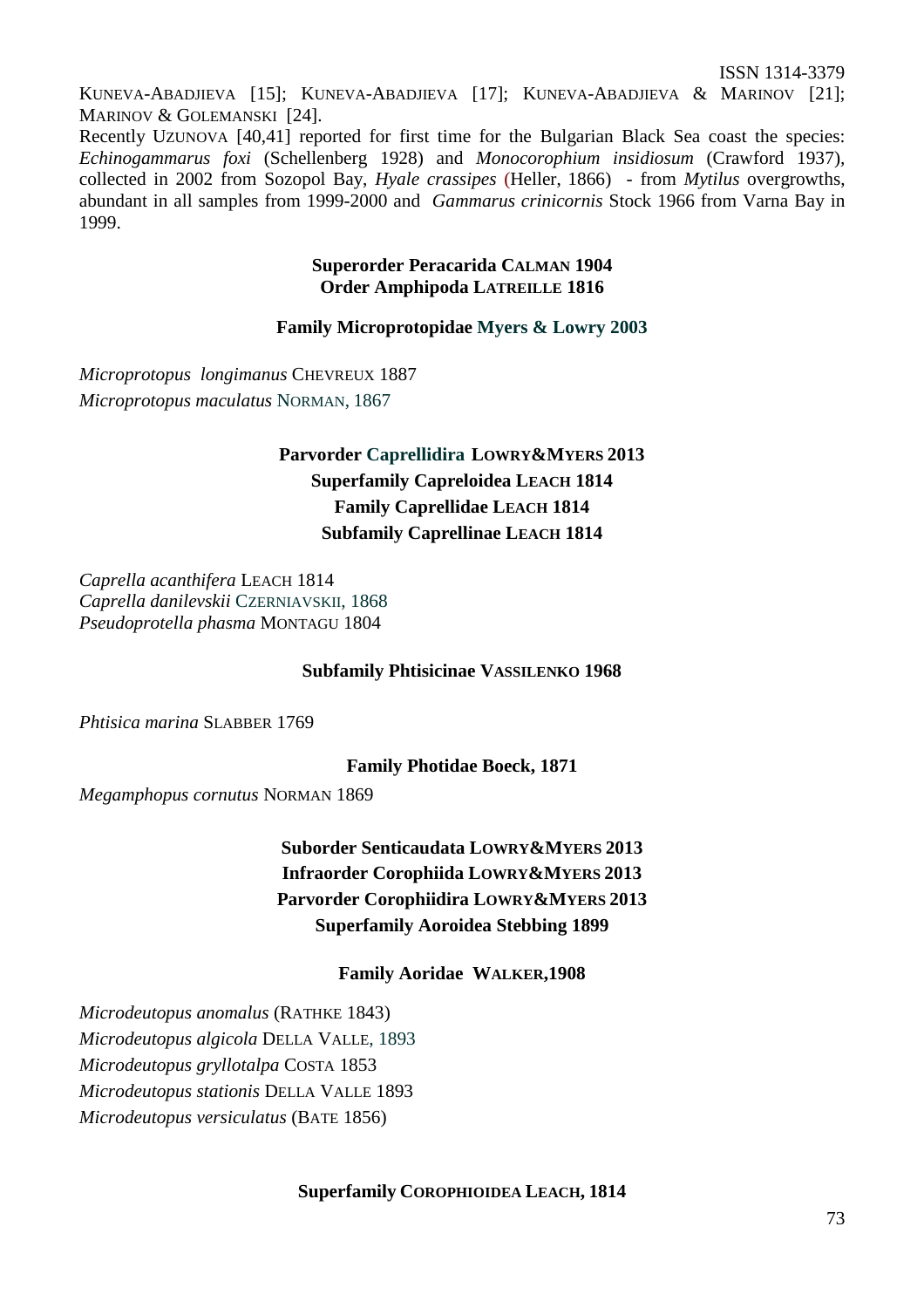KUNEVA-ABADJIEVA [15]; KUNEVA-ABADJIEVA [17]; KUNEVA-ABADJIEVA & MARINOV [21]; MARINOV & GOLEMANSKI [24].

Recently UZUNOVA [40,41] reported for first time for the Bulgarian Black Sea coast the species: *Echinogammarus foxi* (Schellenberg 1928) and *Monocorophium insidiosum* (Crawford 1937), collected in 2002 from Sozopol Bay, *Hyale crassipes* (Heller, 1866) - from *Mytilus* overgrowths, abundant in all samples from 1999-2000 and *Gammarus crinicornis* Stock 1966 from Varna Bay in 1999.

**Superorder Peracarida CALMAN 1904**
**Order Amphipoda LATREILLE 1816**

**Family Microprotopidae Myers & Lowry 2003**

*Microprotopus longimanus* CHEVREUX 1887
*Microprotopus maculatus* NORMAN, 1867

**Parvorder Caprellidira LOWRY&MYERS 2013**
**Superfamily Capreloidea LEACH 1814**
**Family Caprellidae LEACH 1814**
**Subfamily Caprellinae LEACH 1814**

*Caprella acanthifera* LEACH 1814
*Caprella danilevskii* CZERNIAVSKII, 1868
*Pseudoprotella phasma* MONTAGU 1804

**Subfamily Phtisicinae VASSILENKO 1968**

*Phtisica marina* SLABBER 1769

**Family Photidae Boeck, 1871**

*Megamphopus cornutus* NORMAN 1869

**Suborder Senticaudata LOWRY&MYERS 2013**
**Infraorder Corophiida LOWRY&MYERS 2013**
**Parvorder Corophiidira LOWRY&MYERS 2013**
**Superfamily Aoroidea Stebbing 1899**

**Family Aoridae WALKER,1908**

*Microdeutopus anomalus* (RATHKE 1843)
*Microdeutopus algicola* DELLA VALLE, 1893
*Microdeutopus gryllotalpa* COSTA 1853
*Microdeutopus stationis* DELLA VALLE 1893
*Microdeutopus versiculatus* (BATE 1856)

**Superfamily COROPHIOIDEA LEACH, 1814**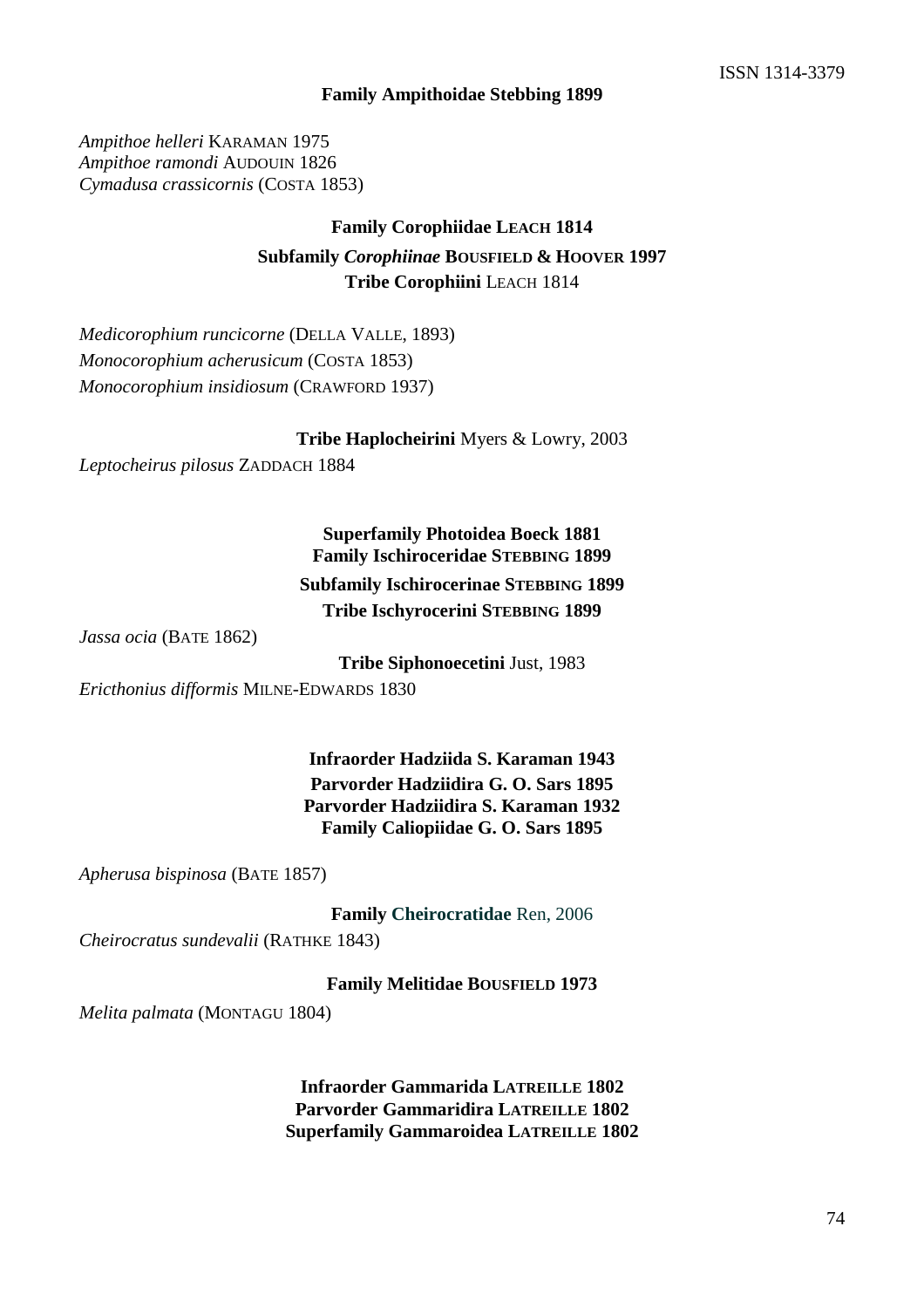**Family Ampithoidae Stebbing 1899**

*Ampithoe helleri* KARAMAN 1975
*Ampithoe ramondi* AUDOUIN 1826
*Cymadusa crassicornis* (COSTA 1853)

**Family Corophiidae LEACH 1814**

**Subfamily *Corophiinae* BOUSFIELD & HOOVER 1997**

**Tribe Corophiini** LEACH 1814

*Medicorophium runcicorne* (DELLA VALLE, 1893)
*Monocorophium acherusicum* (COSTA 1853)
*Monocorophium insidiosum* (CRAWFORD 1937)

**Tribe Haplocheirini** Myers & Lowry, 2003

*Leptocheirus pilosus* ZADDACH 1884

**Superfamily Photoidea Boeck 1881**

**Family Ischiroceridae STEBBING 1899**

**Subfamily Ischirocerinae STEBBING 1899**

**Tribe Ischyrocerini STEBBING 1899**

*Jassa ocia* (BATE 1862)

**Tribe Siphonoecetini** Just, 1983

*Ericthonius difformis* MILNE-EDWARDS 1830

**Infraorder Hadziida S. Karaman 1943**

**Parvorder Hadziidira G. O. Sars 1895**

**Parvorder Hadziidira S. Karaman 1932**

**Family Caliopiidae G. O. Sars 1895**

*Apherusa bispinosa* (BATE 1857)

**Family Cheirocratidae** Ren, 2006

*Cheirocratus sundevalii* (RATHKE 1843)

**Family Melitidae BOUSFIELD 1973**

*Melita palmata* (MONTAGU 1804)

**Infraorder Gammarida LATREILLE 1802**

**Parvorder Gammaridira LATREILLE 1802**

**Superfamily Gammaroidea LATREILLE 1802**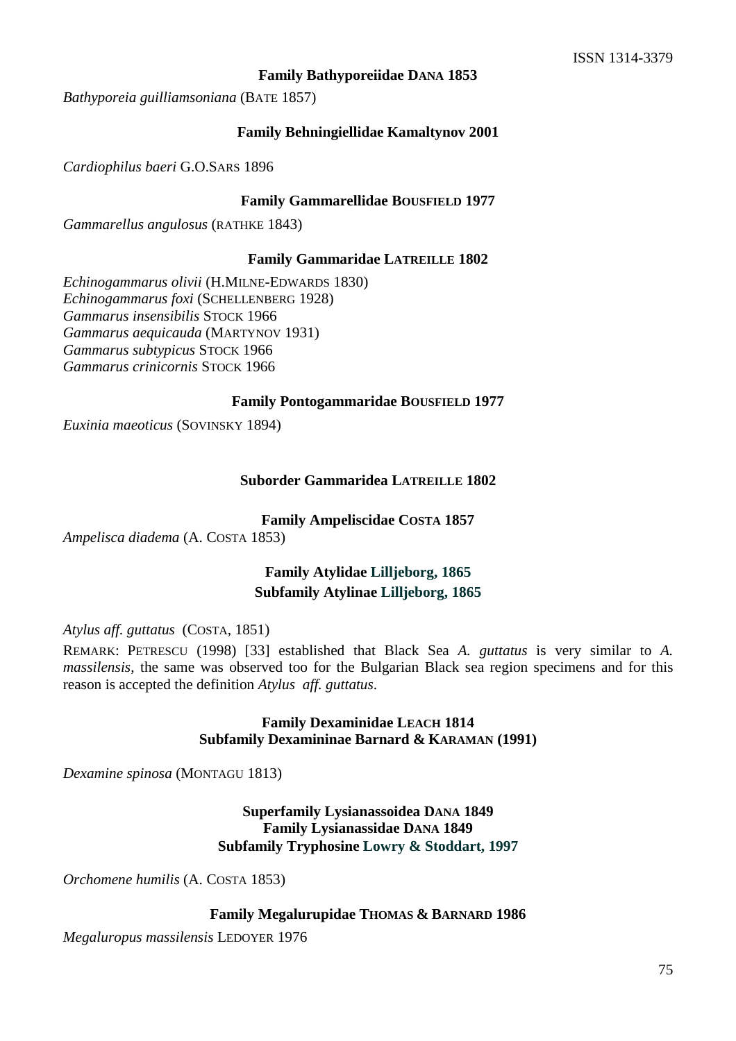**Family Bathyporeiidae DANA 1853**

*Bathyporeia guilliamsoniana* (BATE 1857)

**Family Behningiellidae Kamaltynov 2001**

*Cardiophilus baeri* G.O.SARS 1896

**Family Gammarellidae BOUSFIELD 1977**

*Gammarellus angulosus* (RATHKE 1843)

**Family Gammaridae LATREILLE 1802**

*Echinogammarus olivii* (H.MILNE-EDWARDS 1830)
*Echinogammarus foxi* (SCHELLENBERG 1928)
*Gammarus insensibilis* STOCK 1966
*Gammarus aequicauda* (MARTYNOV 1931)
*Gammarus subtypicus* STOCK 1966
*Gammarus crinicornis* STOCK 1966

**Family Pontogammaridae BOUSFIELD 1977**

*Euxinia maeoticus* (SOVINSKY 1894)

**Suborder Gammaridea LATREILLE 1802**

**Family Ampeliscidae COSTA 1857**

*Ampelisca diadema* (A. COSTA 1853)

**Family Atylidae Lilljeborg, 1865**
**Subfamily Atylinae Lilljeborg, 1865**

*Atylus aff. guttatus* (COSTA, 1851)

REMARK: PETRESCU (1998) [33] established that Black Sea *A. guttatus* is very similar to *A. massilensis*, the same was observed too for the Bulgarian Black sea region specimens and for this reason is accepted the definition *Atylus aff. guttatus*.

**Family Dexaminidae LEACH 1814**
**Subfamily Dexamininae Barnard & KARAMAN (1991)**

*Dexamine spinosa* (MONTAGU 1813)

**Superfamily Lysianassoidea DANA 1849**
**Family Lysianassidae DANA 1849**
**Subfamily Tryphosine Lowry & Stoddart, 1997**

*Orchomene humilis* (A. COSTA 1853)

**Family Megalurupidae THOMAS & BARNARD 1986**

*Megaluropus massilensis* LEDOYER 1976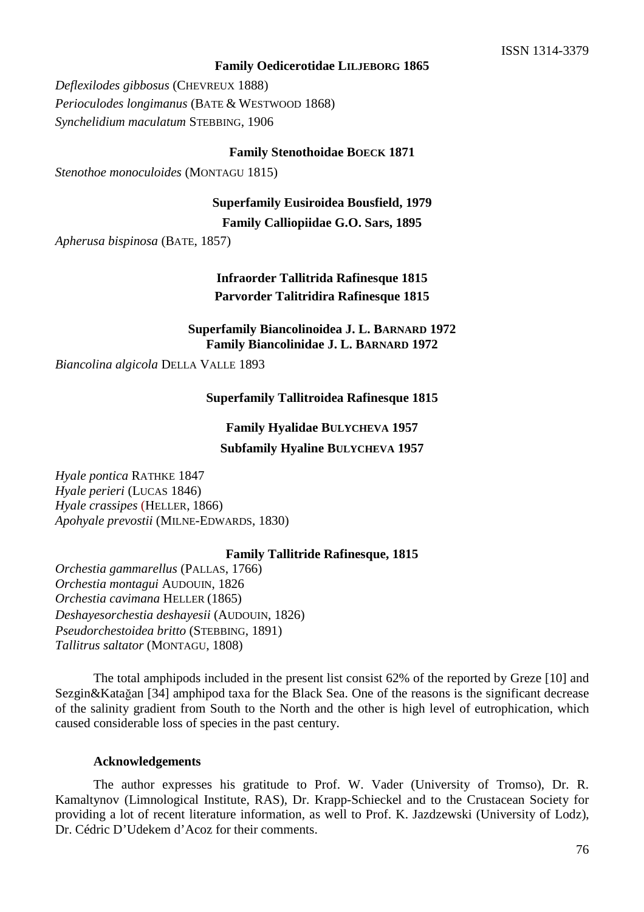**Family Oedicerotidae LILJEBORG 1865**

*Deflexilodes gibbosus* (CHEVREUX 1888)
*Perioculodes longimanus* (BATE & WESTWOOD 1868)
*Synchelidium maculatum* STEBBING, 1906

**Family Stenothoidae BOECK 1871**

*Stenothoe monoculoides* (MONTAGU 1815)

**Superfamily Eusiroidea Bousfield, 1979**

**Family Calliopiidae G.O. Sars, 1895**

*Apherusa bispinosa* (BATE, 1857)

**Infraorder Tallitrida Rafinesque 1815**

**Parvorder Talitridira Rafinesque 1815**

**Superfamily Biancolinoidea J. L. BARNARD 1972**
**Family Biancolinidae J. L. BARNARD 1972**

*Biancolina algicola* DELLA VALLE 1893

**Superfamily Tallitroidea Rafinesque 1815**

**Family Hyalidae BULYCHEVA 1957**

**Subfamily Hyaline BULYCHEVA 1957**

*Hyale pontica* RATHKE 1847
*Hyale perieri* (LUCAS 1846)
*Hyale crassipes* (HELLER, 1866)
*Apohyale prevostii* (MILNE-EDWARDS, 1830)

**Family Tallitride Rafinesque, 1815**

*Orchestia gammarellus* (PALLAS, 1766)
*Orchestia montagui* AUDOUIN, 1826
*Orchestia cavimana* HELLER (1865)
*Deshayesorchestia deshayesii* (AUDOUIN, 1826)
*Pseudorchestoidea britto* (STEBBING, 1891)
*Tallitrus saltator* (MONTAGU, 1808)

The total amphipods included in the present list consist 62% of the reported by Greze [10] and Sezgin&Katağan [34] amphipod taxa for the Black Sea. One of the reasons is the significant decrease of the salinity gradient from South to the North and the other is high level of eutrophication, which caused considerable loss of species in the past century.

**Acknowledgements**

The author expresses his gratitude to Prof. W. Vader (University of Tromso), Dr. R. Kamaltynov (Limnological Institute, RAS), Dr. Krapp-Schieckel and to the Crustacean Society for providing a lot of recent literature information, as well to Prof. K. Jazdzewski (University of Lodz), Dr. Cédric D'Udekem d'Acoz for their comments.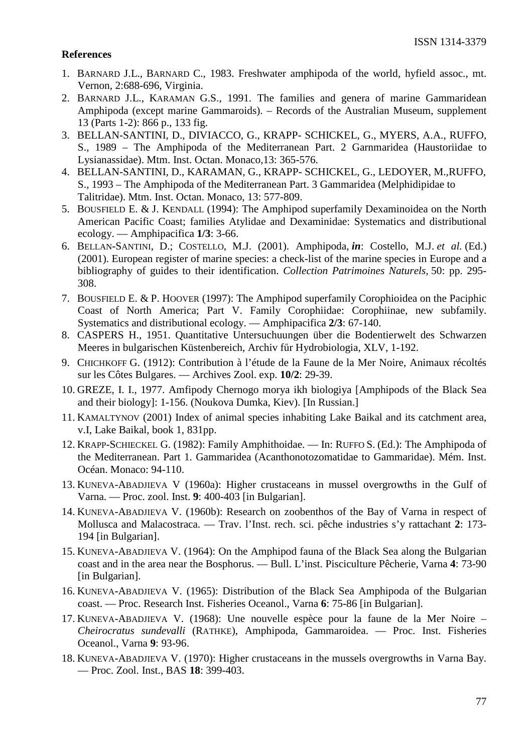**References**

1. BARNARD J.L., BARNARD C., 1983. Freshwater amphipoda of the world, hyfield assoc., mt. Vernon, 2:688-696, Virginia.
2. BARNARD J.L., KARAMAN G.S., 1991. The families and genera of marine Gammaridean Amphipoda (except marine Gammaroids). – Records of the Australian Museum, supplement 13 (Parts 1-2): 866 p., 133 fig.
3. BELLAN-SANTINI, D., DIVIACCO, G., KRAPP- SCHICKEL, G., MYERS, A.A., RUFFO, S., 1989 – The Amphipoda of the Mediterranean Part. 2 Garnmaridea (Haustoriidae to Lysianassidae). Mtm. Inst. Octan. Monaco,13: 365-576.
4. BELLAN-SANTINI, D., KARAMAN, G., KRAPP- SCHICKEL, G., LEDOYER, M.,RUFFO, S., 1993 – The Amphipoda of the Mediterranean Part. 3 Gammaridea (Melphidipidae to Talitridae). Mtm. Inst. Octan. Monaco, 13: 577-809.
5. BOUSFIELD E. & J. KENDALL (1994): The Amphipod superfamily Dexaminoidea on the North American Pacific Coast; families Atylidae and Dexaminidae: Systematics and distributional ecology. — Amphipacifica **1/3**: 3-66.
6. BELLAN-SANTINI, D.; COSTELLO, M.J. (2001). Amphipoda, ***in***: Costello, M.J. *et al.* (Ed.) (2001). European register of marine species: a check-list of the marine species in Europe and a bibliography of guides to their identification. *Collection Patrimoines Naturels,* 50: pp. 295-308.
7. BOUSFIELD E. & P. HOOVER (1997): The Amphipod superfamily Corophioidea on the Paciphic Coast of North America; Part V. Family Corophiidae: Corophiinae, new subfamily. Systematics and distributional ecology. — Amphipacifica **2/3**: 67-140.
8. CASPERS H., 1951. Quantitative Untersuchuungen über die Bodentierwelt des Schwarzen Meeres in bulgarischen Küstenbereich, Archiv fűr Hydrobiologia, XLV, 1-192.
9. CHICHKOFF G. (1912): Contribution à l'étude de la Faune de la Mer Noire, Animaux récoltés sur les Côtes Bulgares. — Archives Zool. exp. **10/2**: 29-39.
10. GREZE, I. I., 1977. Amfipody Chernogo morya ikh biologiya [Amphipods of the Black Sea and their biology]: 1-156. (Noukova Dumka, Kiev). [In Russian.]
11. KAMALTYNOV (2001) Index of animal species inhabiting Lake Baikal and its catchment area, v.I, Lake Baikal, book 1, 831pp.
12. KRAPP-SCHIECKEL G. (1982): Family Amphithoidae. — In: RUFFO S. (Ed.): The Amphipoda of the Mediterranean. Part 1. Gammaridea (Acanthonotozomatidae to Gammaridae). Mém. Inst. Océan. Monaco: 94-110.
13. KUNEVA-ABADJIEVA V (1960a): Higher crustaceans in mussel overgrowths in the Gulf of Varna. — Proc. zool. Inst. **9**: 400-403 [in Bulgarian].
14. KUNEVA-ABADJIEVA V. (1960b): Research on zoobenthos of the Bay of Varna in respect of Mollusca and Malacostraca. — Trav. l'Inst. rech. sci. pêche industries s'y rattachant **2**: 173-194 [in Bulgarian].
15. KUNEVA-ABADJIEVA V. (1964): On the Amphipod fauna of the Black Sea along the Bulgarian coast and in the area near the Bosphorus. — Bull. L'inst. Pisciculture Pêcherie, Varna **4**: 73-90 [in Bulgarian].
16. KUNEVA-ABADJIEVA V. (1965): Distribution of the Black Sea Amphipoda of the Bulgarian coast. — Proc. Research Inst. Fisheries Oceanol., Varna **6**: 75-86 [in Bulgarian].
17. KUNEVA-ABADJIEVA V. (1968): Une nouvelle espèce pour la faune de la Mer Noire – *Cheirocratus sundevalli* (RATHKE), Amphipoda, Gammaroidea. — Proc. Inst. Fisheries Oceanol., Varna **9**: 93-96.
18. KUNEVA-ABADJIEVA V. (1970): Higher crustaceans in the mussels overgrowths in Varna Bay. — Proc. Zool. Inst., BAS **18**: 399-403.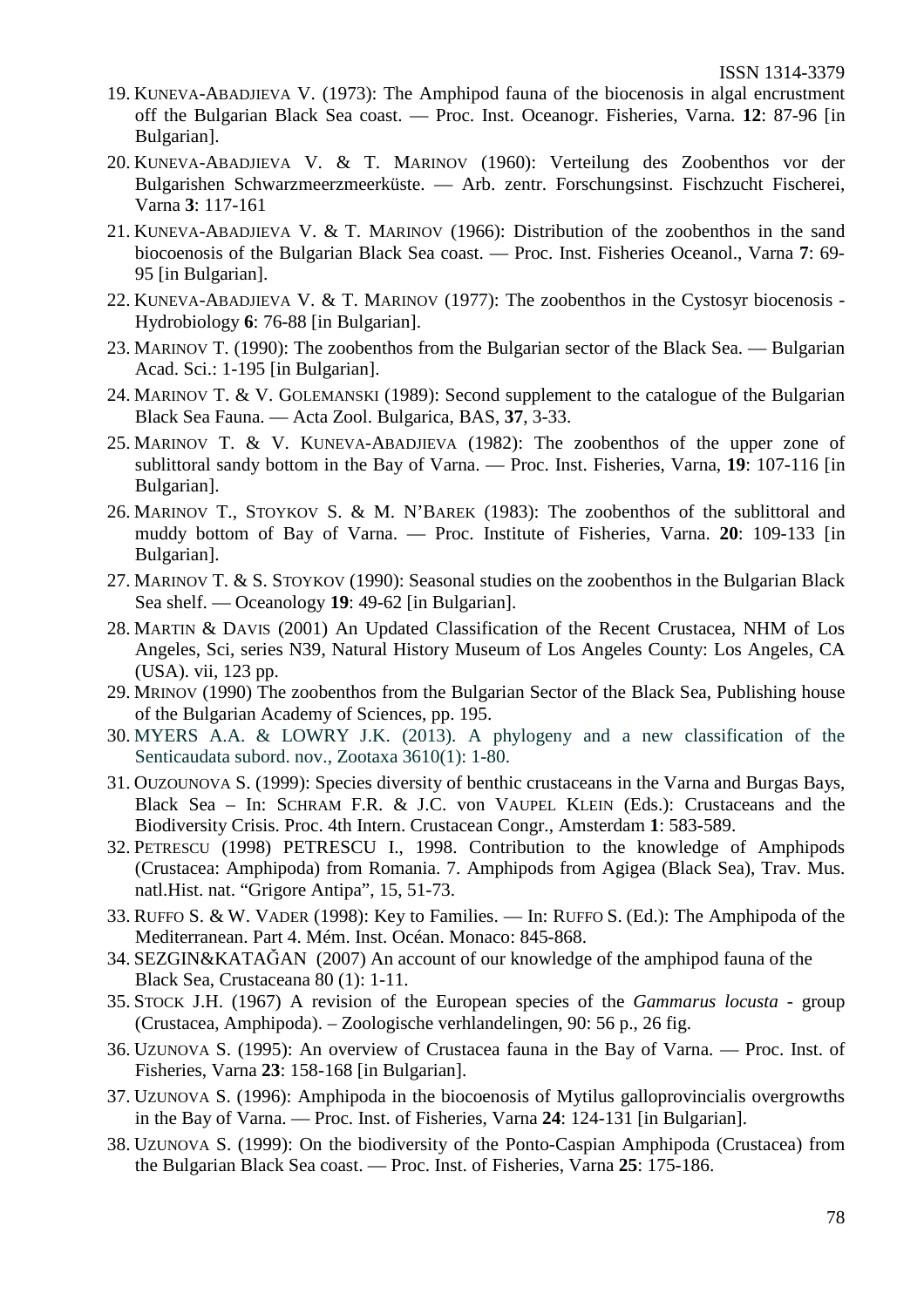19. Kuneva-Abadjieva V. (1973): The Amphipod fauna of the biocenosis in algal encrustment off the Bulgarian Black Sea coast. — Proc. Inst. Oceanogr. Fisheries, Varna. **12**: 87-96 [in Bulgarian].
20. Kuneva-Abadjieva V. & T. Marinov (1960): Verteilung des Zoobenthos vor der Bulgarishen Schwarzmeerzmeerküste. — Arb. zentr. Forschungsinst. Fischzucht Fischerei, Varna **3**: 117-161
21. Kuneva-Abadjieva V. & T. Marinov (1966): Distribution of the zoobenthos in the sand biocoenosis of the Bulgarian Black Sea coast. — Proc. Inst. Fisheries Oceanol., Varna **7**: 69-95 [in Bulgarian].
22. Kuneva-Abadjieva V. & T. Marinov (1977): The zoobenthos in the Cystosyr biocenosis - Hydrobiology **6**: 76-88 [in Bulgarian].
23. Marinov T. (1990): The zoobenthos from the Bulgarian sector of the Black Sea. — Bulgarian Acad. Sci.: 1-195 [in Bulgarian].
24. Marinov T. & V. Golemanski (1989): Second supplement to the catalogue of the Bulgarian Black Sea Fauna. — Acta Zool. Bulgarica, BAS, **37**, 3-33.
25. Marinov T. & V. Kuneva-Abadjieva (1982): The zoobenthos of the upper zone of sublittoral sandy bottom in the Bay of Varna. — Proc. Inst. Fisheries, Varna, **19**: 107-116 [in Bulgarian].
26. Marinov T., Stoykov S. & M. N'Barek (1983): The zoobenthos of the sublittoral and muddy bottom of Bay of Varna. — Proc. Institute of Fisheries, Varna. **20**: 109-133 [in Bulgarian].
27. Marinov T. & S. Stoykov (1990): Seasonal studies on the zoobenthos in the Bulgarian Black Sea shelf. — Oceanology **19**: 49-62 [in Bulgarian].
28. Martin & Davis (2001) An Updated Classification of the Recent Crustacea, NHM of Los Angeles, Sci, series N39, Natural History Museum of Los Angeles County: Los Angeles, CA (USA). vii, 123 pp.
29. Mrinov (1990) The zoobenthos from the Bulgarian Sector of the Black Sea, Publishing house of the Bulgarian Academy of Sciences, pp. 195.
30. MYERS A.A. & LOWRY J.K. (2013). A phylogeny and a new classification of the Senticaudata subord. nov., Zootaxa 3610(1): 1-80.
31. Ouzounova S. (1999): Species diversity of benthic crustaceans in the Varna and Burgas Bays, Black Sea – In: Schram F.R. & J.C. von Vaupel Klein (Eds.): Crustaceans and the Biodiversity Crisis. Proc. 4th Intern. Crustacean Congr., Amsterdam **1**: 583-589.
32. Petrescu (1998) PETRESCU I., 1998. Contribution to the knowledge of Amphipods (Crustacea: Amphipoda) from Romania. 7. Amphipods from Agigea (Black Sea), Trav. Mus. natl.Hist. nat. "Grigore Antipa", 15, 51-73.
33. Ruffo S. & W. Vader (1998): Key to Families. — In: Ruffo S. (Ed.): The Amphipoda of the Mediterranean. Part 4. Mém. Inst. Océan. Monaco: 845-868.
34. SEZGIN&KATAĞAN (2007) An account of our knowledge of the amphipod fauna of the Black Sea, Crustaceana 80 (1): 1-11.
35. Stock J.H. (1967) A revision of the European species of the *Gammarus locusta* - group (Crustacea, Amphipoda). – Zoologische verhlandelingen, 90: 56 p., 26 fig.
36. Uzunova S. (1995): An overview of Crustacea fauna in the Bay of Varna. — Proc. Inst. of Fisheries, Varna **23**: 158-168 [in Bulgarian].
37. Uzunova S. (1996): Amphipoda in the biocoenosis of Mytilus galloprovincialis overgrowths in the Bay of Varna. — Proc. Inst. of Fisheries, Varna **24**: 124-131 [in Bulgarian].
38. Uzunova S. (1999): On the biodiversity of the Ponto-Caspian Amphipoda (Crustacea) from the Bulgarian Black Sea coast. — Proc. Inst. of Fisheries, Varna **25**: 175-186.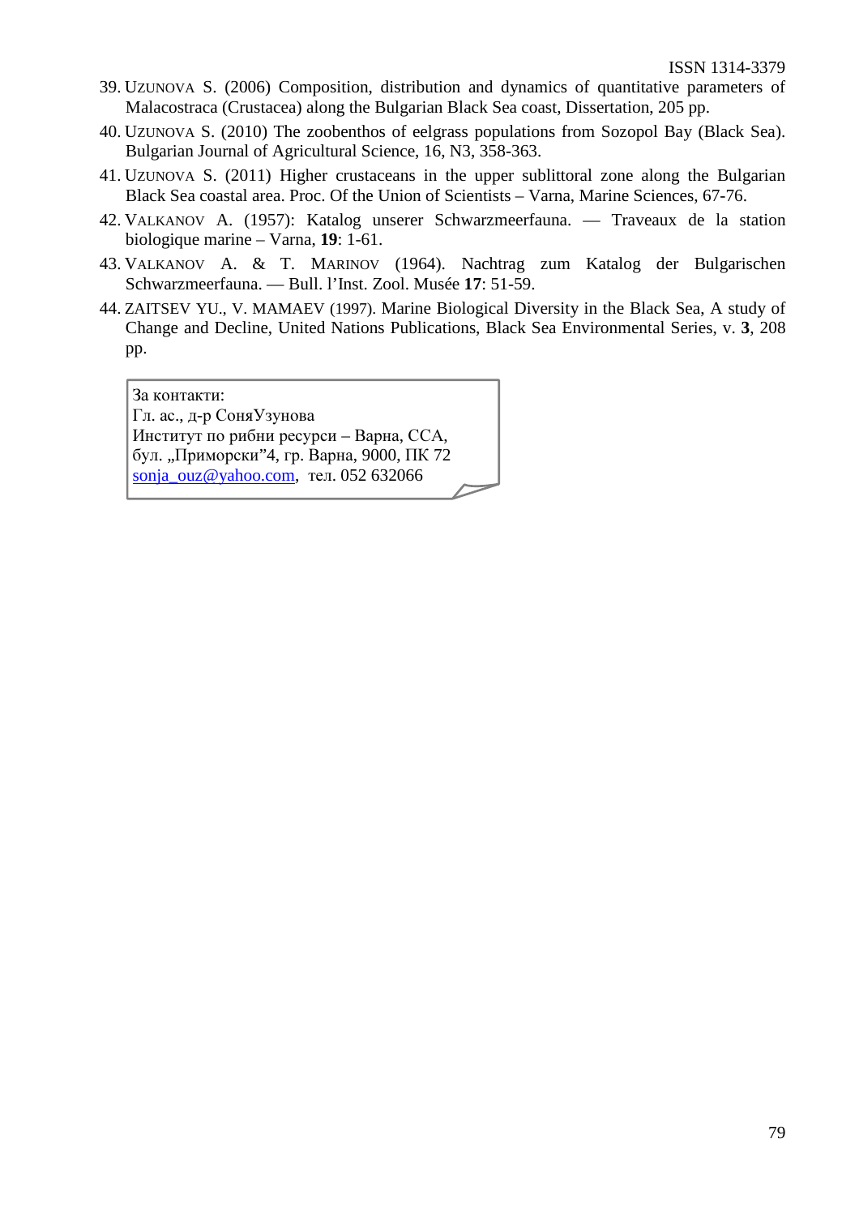39. UZUNOVA S. (2006) Composition, distribution and dynamics of quantitative parameters of Malacostraca (Crustacea) along the Bulgarian Black Sea coast, Dissertation, 205 pp.
40. UZUNOVA S. (2010) The zoobenthos of eelgrass populations from Sozopol Bay (Black Sea). Bulgarian Journal of Agricultural Science, 16, N3, 358-363.
41. UZUNOVA S. (2011) Higher crustaceans in the upper sublittoral zone along the Bulgarian Black Sea coastal area. Proc. Of the Union of Scientists – Varna, Marine Sciences, 67-76.
42. VALKANOV A. (1957): Katalog unserer Schwarzmeerfauna. — Traveaux de la station biologique marine – Varna, **19**: 1-61.
43. VALKANOV A. & T. MARINOV (1964). Nachtrag zum Katalog der Bulgarischen Schwarzmeerfauna. — Bull. l'Inst. Zool. Musée **17**: 51-59.
44. ZAITSEV YU., V. MAMAEV (1997). Marine Biological Diversity in the Black Sea, A study of Change and Decline, United Nations Publications, Black Sea Environmental Series, v. **3**, 208 pp.

За контакти:
Гл. ас., д-р СоняУзунова
Институт по рибни ресурси – Варна, ССА,
бул. „Приморски"4, гр. Варна, 9000, ПК 72
sonja_ouz@yahoo.com, тел. 052 632066